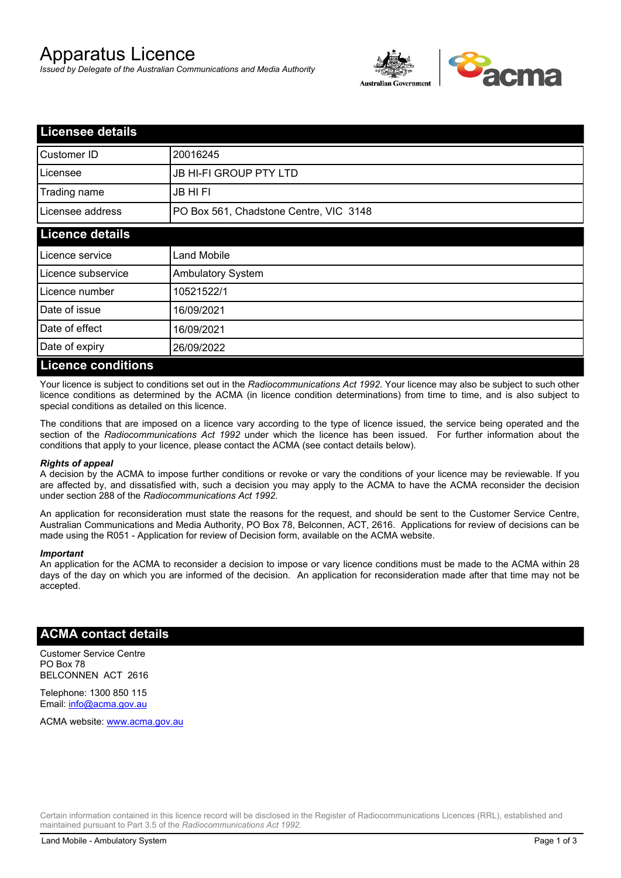# Apparatus Licence

*Issued by Delegate of the Australian Communications and Media Authority*

## Licensee details

| | |
|---|---|
| Customer ID | 20016245 |
| Licensee | JB HI-FI GROUP PTY LTD |
| Trading name | JB HI FI |
| Licensee address | PO Box 561, Chadstone Centre, VIC 3148 |

## Licence details

| | |
|---|---|
| Licence service | Land Mobile |
| Licence subservice | Ambulatory System |
| Licence number | 10521522/1 |
| Date of issue | 16/09/2021 |
| Date of effect | 16/09/2021 |
| Date of expiry | 26/09/2022 |

## Licence conditions

Your licence is subject to conditions set out in the *Radiocommunications Act 1992*. Your licence may also be subject to such other licence conditions as determined by the ACMA (in licence condition determinations) from time to time, and is also subject to special conditions as detailed on this licence.

The conditions that are imposed on a licence vary according to the type of licence issued, the service being operated and the section of the *Radiocommunications Act 1992* under which the licence has been issued. For further information about the conditions that apply to your licence, please contact the ACMA (see contact details below).

***Rights of appeal***

A decision by the ACMA to impose further conditions or revoke or vary the conditions of your licence may be reviewable. If you are affected by, and dissatisfied with, such a decision you may apply to the ACMA to have the ACMA reconsider the decision under section 288 of the *Radiocommunications Act 1992*.

An application for reconsideration must state the reasons for the request, and should be sent to the Customer Service Centre, Australian Communications and Media Authority, PO Box 78, Belconnen, ACT, 2616. Applications for review of decisions can be made using the R051 - Application for review of Decision form, available on the ACMA website.

***Important***

An application for the ACMA to reconsider a decision to impose or vary licence conditions must be made to the ACMA within 28 days of the day on which you are informed of the decision. An application for reconsideration made after that time may not be accepted.

## ACMA contact details

Customer Service Centre
PO Box 78
BELCONNEN ACT 2616

Telephone: 1300 850 115
Email: info@acma.gov.au

ACMA website: www.acma.gov.au

Certain information contained in this licence record will be disclosed in the Register of Radiocommunications Licences (RRL), established and maintained pursuant to Part 3.5 of the *Radiocommunications Act 1992.*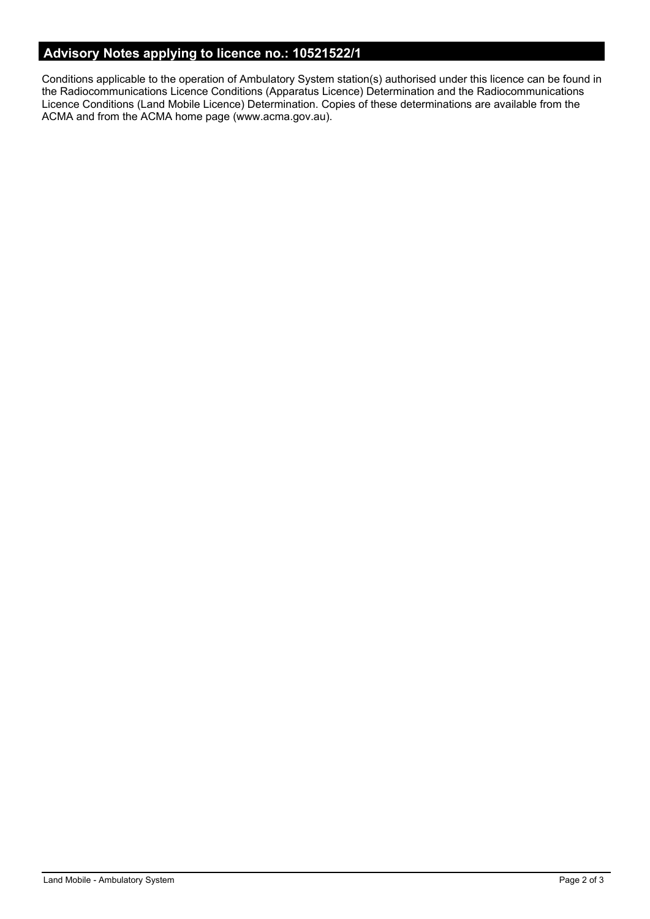## Advisory Notes applying to licence no.: 10521522/1

Conditions applicable to the operation of Ambulatory System station(s) authorised under this licence can be found in the Radiocommunications Licence Conditions (Apparatus Licence) Determination and the Radiocommunications Licence Conditions (Land Mobile Licence) Determination. Copies of these determinations are available from the ACMA and from the ACMA home page (www.acma.gov.au).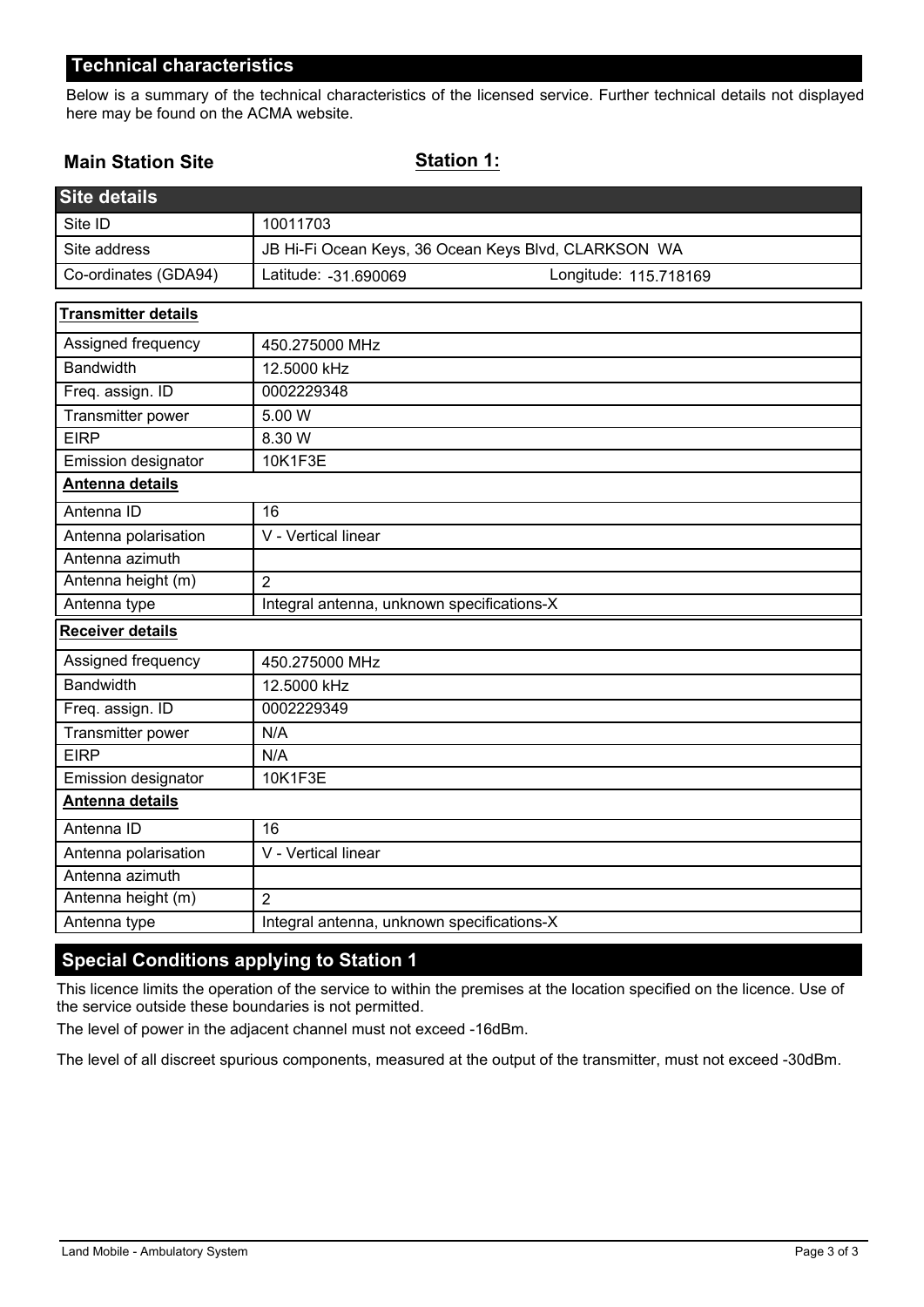## Technical characteristics

Below is a summary of the technical characteristics of the licensed service. Further technical details not displayed here may be found on the ACMA website.

**Main Station Site** **Station 1:**

| Site details | | |
|---|---|---|
| Site ID | 10011703 | |
| Site address | JB Hi-Fi Ocean Keys, 36 Ocean Keys Blvd, CLARKSON WA | |
| Co-ordinates (GDA94) | Latitude: -31.690069 | Longitude: 115.718169 |

| Transmitter details | |
|---|---|
| Assigned frequency | 450.275000 MHz |
| Bandwidth | 12.5000 kHz |
| Freq. assign. ID | 0002229348 |
| Transmitter power | 5.00 W |
| EIRP | 8.30 W |
| Emission designator | 10K1F3E |
| **Antenna details** | |
| Antenna ID | 16 |
| Antenna polarisation | V - Vertical linear |
| Antenna azimuth | |
| Antenna height (m) | 2 |
| Antenna type | Integral antenna, unknown specifications-X |

| Receiver details | |
|---|---|
| Assigned frequency | 450.275000 MHz |
| Bandwidth | 12.5000 kHz |
| Freq. assign. ID | 0002229349 |
| Transmitter power | N/A |
| EIRP | N/A |
| Emission designator | 10K1F3E |
| **Antenna details** | |
| Antenna ID | 16 |
| Antenna polarisation | V - Vertical linear |
| Antenna azimuth | |
| Antenna height (m) | 2 |
| Antenna type | Integral antenna, unknown specifications-X |

## Special Conditions applying to Station 1

This licence limits the operation of the service to within the premises at the location specified on the licence. Use of the service outside these boundaries is not permitted.

The level of power in the adjacent channel must not exceed -16dBm.

The level of all discreet spurious components, measured at the output of the transmitter, must not exceed -30dBm.